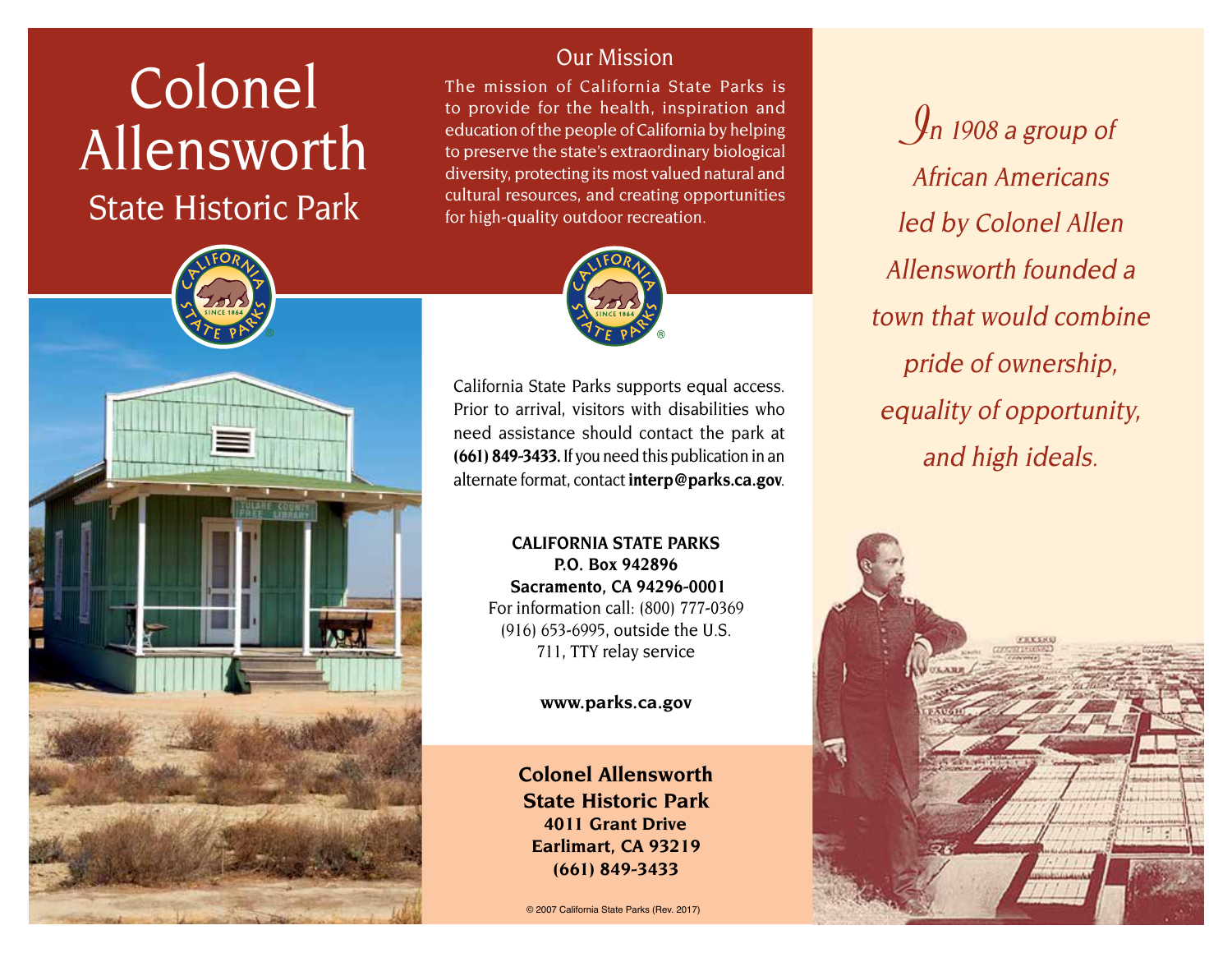# Colonel Allensworth

## State Historic Park

### Our Mission

The mission of California State Parks is to provide for the health, inspiration and education of the people of California by helping to preserve the state's extraordinary biological diversity, protecting its most valued natural and cultural resources, and creating opportunities for high-quality outdoor recreation.

California State Parks supports equal access. Prior to arrival, visitors with disabilities who need assistance should contact the park at **(661) 849-3433.** If you need this publication in an alternate format, contact **interp@parks.ca.gov**.

**CALIFORNIA STATE PARKS**
**P.O. Box 942896**
**Sacramento, CA 94296-0001**
For information call: (800) 777-0369
(916) 653-6995, outside the U.S.
711, TTY relay service

**www.parks.ca.gov**

**Colonel Allensworth**
**State Historic Park**
**4011 Grant Drive**
**Earlimart, CA 93219**
**(661) 849-3433**

© 2007 California State Parks (Rev. 2017)

*In 1908 a group of African Americans led by Colonel Allen Allensworth founded a town that would combine pride of ownership, equality of opportunity, and high ideals.*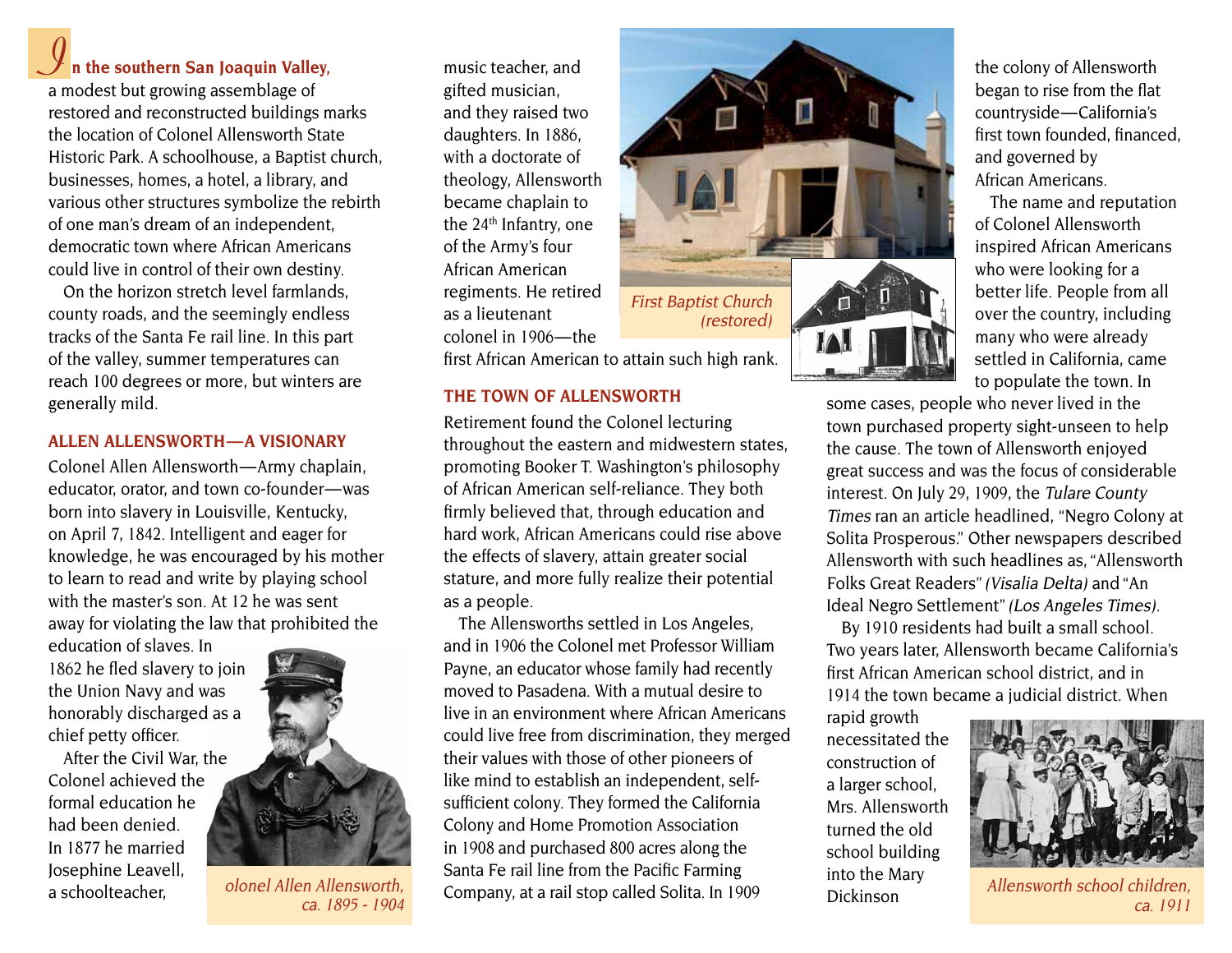**In the southern San Joaquin Valley,** a modest but growing assemblage of restored and reconstructed buildings marks the location of Colonel Allensworth State Historic Park. A schoolhouse, a Baptist church, businesses, homes, a hotel, a library, and various other structures symbolize the rebirth of one man's dream of an independent, democratic town where African Americans could live in control of their own destiny.

On the horizon stretch level farmlands, county roads, and the seemingly endless tracks of the Santa Fe rail line. In this part of the valley, summer temperatures can reach 100 degrees or more, but winters are generally mild.

## ALLEN ALLENSWORTH—A VISIONARY

Colonel Allen Allensworth—Army chaplain, educator, orator, and town co-founder—was born into slavery in Louisville, Kentucky, on April 7, 1842. Intelligent and eager for knowledge, he was encouraged by his mother to learn to read and write by playing school with the master's son. At 12 he was sent away for violating the law that prohibited the education of slaves. In 1862 he fled slavery to join the Union Navy and was honorably discharged as a chief petty officer.

After the Civil War, the Colonel achieved the formal education he had been denied. In 1877 he married Josephine Leavell, a schoolteacher, music teacher, and gifted musician, and they raised two daughters. In 1886, with a doctorate of theology, Allensworth became chaplain to the 24th Infantry, one of the Army's four African American regiments. He retired as a lieutenant colonel in 1906—the first African American to attain such high rank.

*Colonel Allen Allensworth, ca. 1895 - 1904*

## THE TOWN OF ALLENSWORTH

Retirement found the Colonel lecturing throughout the eastern and midwestern states, promoting Booker T. Washington's philosophy of African American self-reliance. They both firmly believed that, through education and hard work, African Americans could rise above the effects of slavery, attain greater social stature, and more fully realize their potential as a people.

The Allensworths settled in Los Angeles, and in 1906 the Colonel met Professor William Payne, an educator whose family had recently moved to Pasadena. With a mutual desire to live in an environment where African Americans could live free from discrimination, they merged their values with those of other pioneers of like mind to establish an independent, self-sufficient colony. They formed the California Colony and Home Promotion Association in 1908 and purchased 800 acres along the Santa Fe rail line from the Pacific Farming Company, at a rail stop called Solita. In 1909 the colony of Allensworth began to rise from the flat countryside—California's first town founded, financed, and governed by African Americans.

*First Baptist Church (restored)*

The name and reputation of Colonel Allensworth inspired African Americans who were looking for a better life. People from all over the country, including many who were already settled in California, came to populate the town. In some cases, people who never lived in the town purchased property sight-unseen to help the cause. The town of Allensworth enjoyed great success and was the focus of considerable interest. On July 29, 1909, the *Tulare County Times* ran an article headlined, "Negro Colony at Solita Prosperous." Other newspapers described Allensworth with such headlines as, "Allensworth Folks Great Readers" *(Visalia Delta)* and "An Ideal Negro Settlement" *(Los Angeles Times)*.

By 1910 residents had built a small school. Two years later, Allensworth became California's first African American school district, and in 1914 the town became a judicial district. When rapid growth necessitated the construction of a larger school, Mrs. Allensworth turned the old school building into the Mary Dickinson

*Allensworth school children, ca. 1911*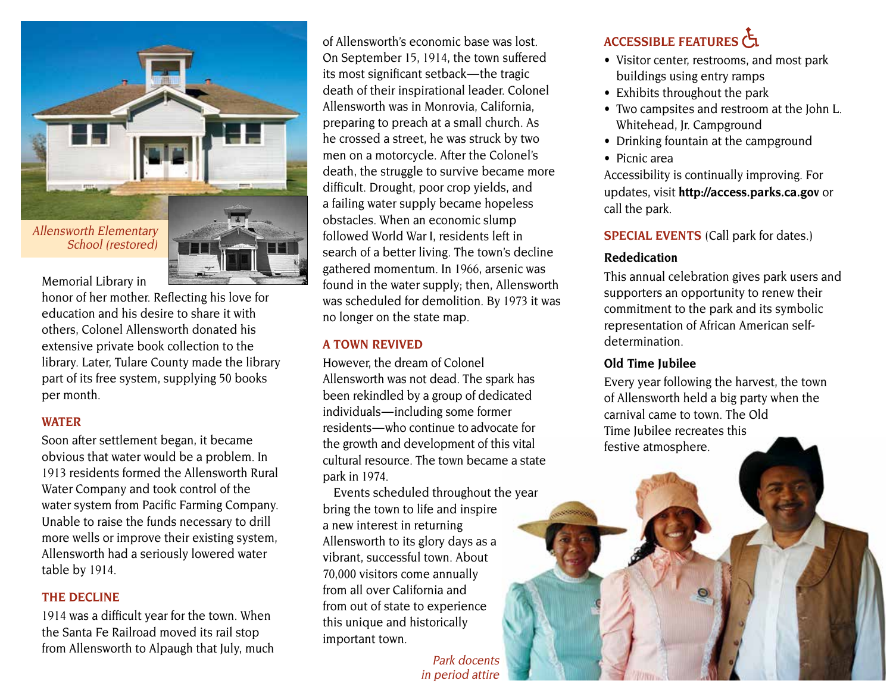*Allensworth Elementary School (restored)*

Memorial Library in honor of her mother. Reflecting his love for education and his desire to share it with others, Colonel Allensworth donated his extensive private book collection to the library. Later, Tulare County made the library part of its free system, supplying 50 books per month.

## WATER

Soon after settlement began, it became obvious that water would be a problem. In 1913 residents formed the Allensworth Rural Water Company and took control of the water system from Pacific Farming Company. Unable to raise the funds necessary to drill more wells or improve their existing system, Allensworth had a seriously lowered water table by 1914.

## THE DECLINE

1914 was a difficult year for the town. When the Santa Fe Railroad moved its rail stop from Allensworth to Alpaugh that July, much of Allensworth's economic base was lost. On September 15, 1914, the town suffered its most significant setback—the tragic death of their inspirational leader. Colonel Allensworth was in Monrovia, California, preparing to preach at a small church. As he crossed a street, he was struck by two men on a motorcycle. After the Colonel's death, the struggle to survive became more difficult. Drought, poor crop yields, and a failing water supply became hopeless obstacles. When an economic slump followed World War I, residents left in search of a better living. The town's decline gathered momentum. In 1966, arsenic was found in the water supply; then, Allensworth was scheduled for demolition. By 1973 it was no longer on the state map.

## A TOWN REVIVED

However, the dream of Colonel Allensworth was not dead. The spark has been rekindled by a group of dedicated individuals—including some former residents—who continue to advocate for the growth and development of this vital cultural resource. The town became a state park in 1974.

Events scheduled throughout the year bring the town to life and inspire a new interest in returning Allensworth to its glory days as a vibrant, successful town. About 70,000 visitors come annually from all over California and from out of state to experience this unique and historically important town.

*Park docents in period attire*

## ACCESSIBLE FEATURES ♿

- Visitor center, restrooms, and most park buildings using entry ramps
- Exhibits throughout the park
- Two campsites and restroom at the John L. Whitehead, Jr. Campground
- Drinking fountain at the campground
- Picnic area

Accessibility is continually improving. For updates, visit **http://access.parks.ca.gov** or call the park.

## SPECIAL EVENTS (Call park for dates.)

### Rededication

This annual celebration gives park users and supporters an opportunity to renew their commitment to the park and its symbolic representation of African American self-determination.

### Old Time Jubilee

Every year following the harvest, the town of Allensworth held a big party when the carnival came to town. The Old Time Jubilee recreates this festive atmosphere.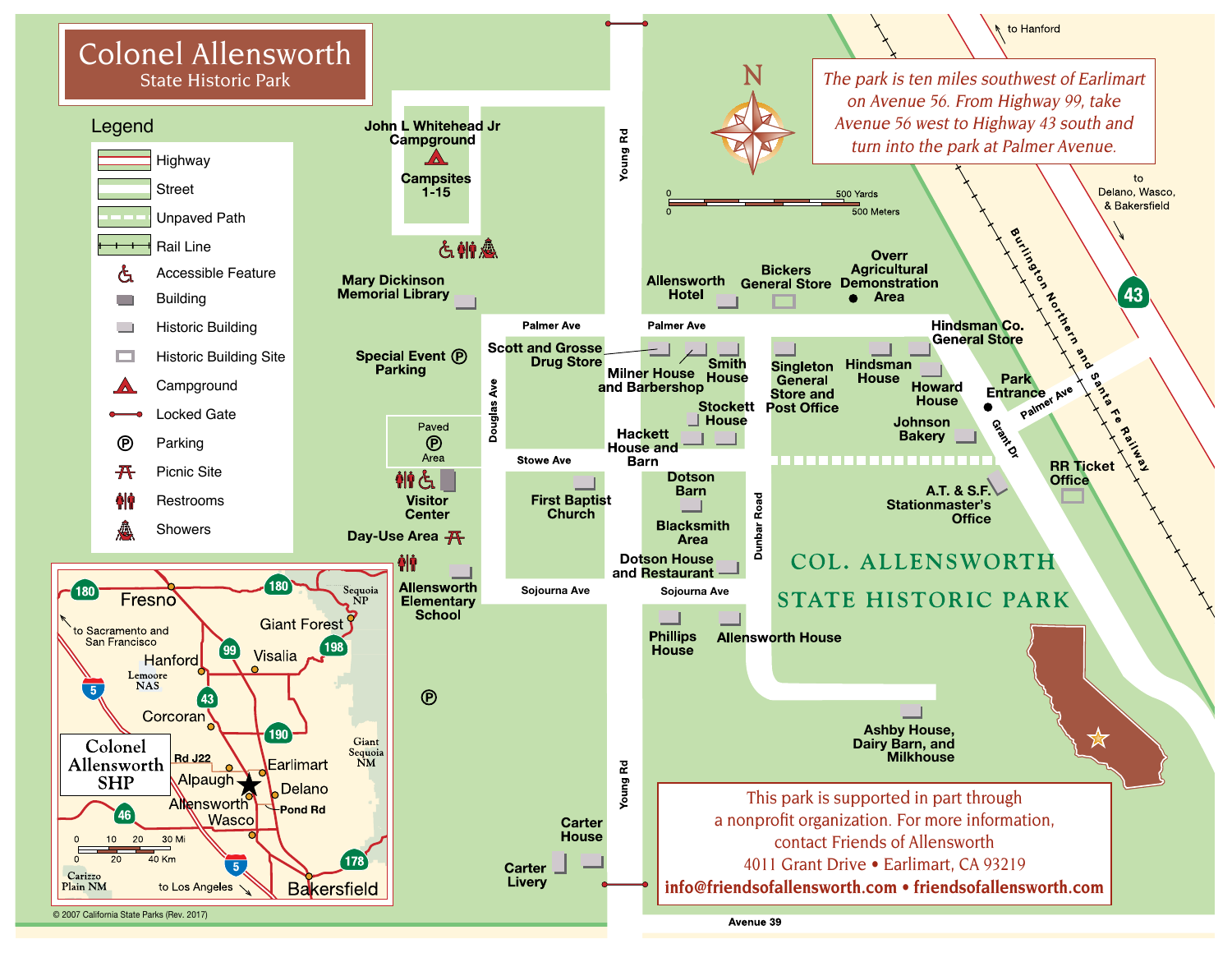# Colonel Allensworth

## State Historic Park

*The park is ten miles southwest of Earlimart on Avenue 56. From Highway 99, take Avenue 56 west to Highway 43 south and turn into the park at Palmer Avenue.*

### Legend

- Highway
- Street
- Unpaved Path
- Rail Line
- Accessible Feature
- Building
- Historic Building
- Historic Building Site
- Campground
- Locked Gate
- Parking
- Picnic Site
- Restrooms
- Showers

John L Whitehead Jr Campground

Campsites 1-15

Mary Dickinson Memorial Library

Special Event Parking

Paved Area

Visitor Center

Day-Use Area

Allensworth Elementary School

Scott and Grosse Drug Store

Milner House and Barbershop

Smith House

Stockett House

Hackett House and Barn

First Baptist Church

Dotson Barn

Blacksmith Area

Dotson House and Restaurant

Phillips House

Allensworth House

Carter House

Carter Livery

Allensworth Hotel

Bickers General Store

Overr Agricultural Demonstration Area

Singleton General Store and Post Office

Hindsman House

Howard House

Johnson Bakery

Hindsman Co. General Store

Park Entrance

A.T. & S.F. Stationmaster's Office

RR Ticket Office

Ashby House, Dairy Barn, and Milkhouse

COL. ALLENSWORTH STATE HISTORIC PARK

Palmer Ave · Stowe Ave · Sojourna Ave · Douglas Ave · Young Rd · Dunbar Road · Grant Dr · Avenue 39

Burlington Northern and Santa Fe Railway

to Hanford

to Delano, Wasco, & Bakersfield

0 — 500 Yards

0 — 500 Meters

Fresno · Giant Forest · Visalia · Hanford · Lemoore NAS · Corcoran · Earlimart · Alpaugh · Delano · Allensworth · Wasco · Bakersfield · Sequoia NP · Giant Sequoia NM · Carrizo Plain NM · Rd J22 · Pond Rd

to Sacramento and San Francisco

to Los Angeles

0 10 20 30 Mi

0 20 40 Km

Colonel Allensworth SHP

This park is supported in part through a nonprofit organization. For more information, contact Friends of Allensworth

4011 Grant Drive • Earlimart, CA 93219

**info@friendsofallensworth.com • friendsofallensworth.com**

© 2007 California State Parks (Rev. 2017)